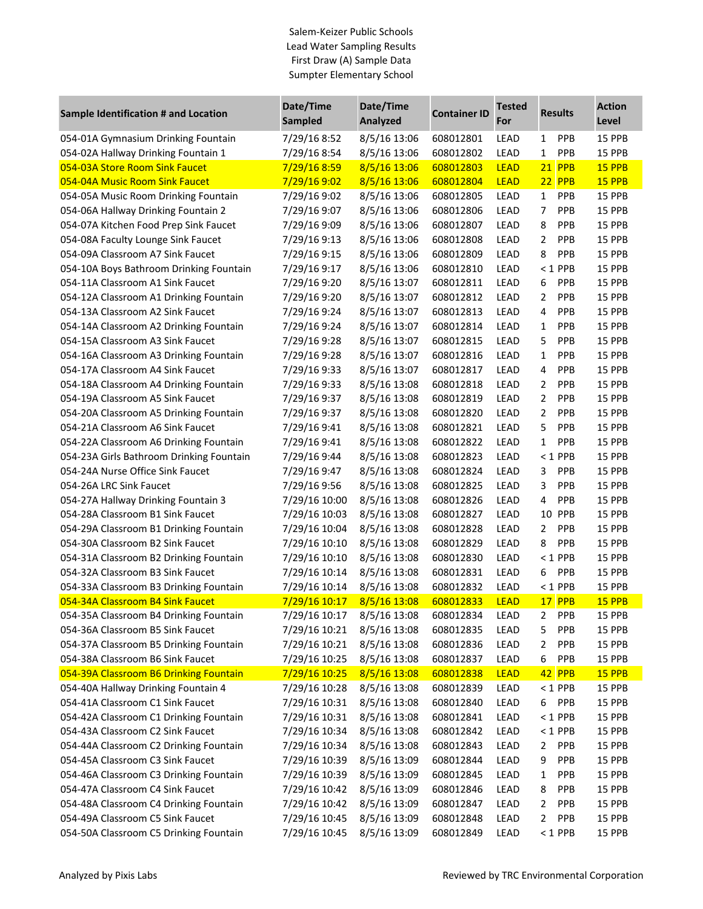Salem-Keizer Public Schools
Lead Water Sampling Results
First Draw (A) Sample Data
Sumpter Elementary School

| Sample Identification # and Location | Date/Time Sampled | Date/Time Analyzed | Container ID | Tested For | Results | Action Level |
|---|---|---|---|---|---|---|
| 054-01A Gymnasium Drinking Fountain | 7/29/16 8:52 | 8/5/16 13:06 | 608012801 | LEAD | 1 PPB | 15 PPB |
| 054-02A Hallway Drinking Fountain 1 | 7/29/16 8:54 | 8/5/16 13:06 | 608012802 | LEAD | 1 PPB | 15 PPB |
| 054-03A Store Room Sink Faucet | 7/29/16 8:59 | 8/5/16 13:06 | 608012803 | LEAD | 21 PPB | 15 PPB |
| 054-04A Music Room Sink Faucet | 7/29/16 9:02 | 8/5/16 13:06 | 608012804 | LEAD | 22 PPB | 15 PPB |
| 054-05A Music Room Drinking Fountain | 7/29/16 9:02 | 8/5/16 13:06 | 608012805 | LEAD | 1 PPB | 15 PPB |
| 054-06A Hallway Drinking Fountain 2 | 7/29/16 9:07 | 8/5/16 13:06 | 608012806 | LEAD | 7 PPB | 15 PPB |
| 054-07A Kitchen Food Prep Sink Faucet | 7/29/16 9:09 | 8/5/16 13:06 | 608012807 | LEAD | 8 PPB | 15 PPB |
| 054-08A Faculty Lounge Sink Faucet | 7/29/16 9:13 | 8/5/16 13:06 | 608012808 | LEAD | 2 PPB | 15 PPB |
| 054-09A Classroom A7 Sink Faucet | 7/29/16 9:15 | 8/5/16 13:06 | 608012809 | LEAD | 8 PPB | 15 PPB |
| 054-10A Boys Bathroom Drinking Fountain | 7/29/16 9:17 | 8/5/16 13:06 | 608012810 | LEAD | < 1 PPB | 15 PPB |
| 054-11A Classroom A1 Sink Faucet | 7/29/16 9:20 | 8/5/16 13:07 | 608012811 | LEAD | 6 PPB | 15 PPB |
| 054-12A Classroom A1 Drinking Fountain | 7/29/16 9:20 | 8/5/16 13:07 | 608012812 | LEAD | 2 PPB | 15 PPB |
| 054-13A Classroom A2 Sink Faucet | 7/29/16 9:24 | 8/5/16 13:07 | 608012813 | LEAD | 4 PPB | 15 PPB |
| 054-14A Classroom A2 Drinking Fountain | 7/29/16 9:24 | 8/5/16 13:07 | 608012814 | LEAD | 1 PPB | 15 PPB |
| 054-15A Classroom A3 Sink Faucet | 7/29/16 9:28 | 8/5/16 13:07 | 608012815 | LEAD | 5 PPB | 15 PPB |
| 054-16A Classroom A3 Drinking Fountain | 7/29/16 9:28 | 8/5/16 13:07 | 608012816 | LEAD | 1 PPB | 15 PPB |
| 054-17A Classroom A4 Sink Faucet | 7/29/16 9:33 | 8/5/16 13:07 | 608012817 | LEAD | 4 PPB | 15 PPB |
| 054-18A Classroom A4 Drinking Fountain | 7/29/16 9:33 | 8/5/16 13:08 | 608012818 | LEAD | 2 PPB | 15 PPB |
| 054-19A Classroom A5 Sink Faucet | 7/29/16 9:37 | 8/5/16 13:08 | 608012819 | LEAD | 2 PPB | 15 PPB |
| 054-20A Classroom A5 Drinking Fountain | 7/29/16 9:37 | 8/5/16 13:08 | 608012820 | LEAD | 2 PPB | 15 PPB |
| 054-21A Classroom A6 Sink Faucet | 7/29/16 9:41 | 8/5/16 13:08 | 608012821 | LEAD | 5 PPB | 15 PPB |
| 054-22A Classroom A6 Drinking Fountain | 7/29/16 9:41 | 8/5/16 13:08 | 608012822 | LEAD | 1 PPB | 15 PPB |
| 054-23A Girls Bathroom Drinking Fountain | 7/29/16 9:44 | 8/5/16 13:08 | 608012823 | LEAD | < 1 PPB | 15 PPB |
| 054-24A Nurse Office Sink Faucet | 7/29/16 9:47 | 8/5/16 13:08 | 608012824 | LEAD | 3 PPB | 15 PPB |
| 054-26A LRC Sink Faucet | 7/29/16 9:56 | 8/5/16 13:08 | 608012825 | LEAD | 3 PPB | 15 PPB |
| 054-27A Hallway Drinking Fountain 3 | 7/29/16 10:00 | 8/5/16 13:08 | 608012826 | LEAD | 4 PPB | 15 PPB |
| 054-28A Classroom B1 Sink Faucet | 7/29/16 10:03 | 8/5/16 13:08 | 608012827 | LEAD | 10 PPB | 15 PPB |
| 054-29A Classroom B1 Drinking Fountain | 7/29/16 10:04 | 8/5/16 13:08 | 608012828 | LEAD | 2 PPB | 15 PPB |
| 054-30A Classroom B2 Sink Faucet | 7/29/16 10:10 | 8/5/16 13:08 | 608012829 | LEAD | 8 PPB | 15 PPB |
| 054-31A Classroom B2 Drinking Fountain | 7/29/16 10:10 | 8/5/16 13:08 | 608012830 | LEAD | < 1 PPB | 15 PPB |
| 054-32A Classroom B3 Sink Faucet | 7/29/16 10:14 | 8/5/16 13:08 | 608012831 | LEAD | 6 PPB | 15 PPB |
| 054-33A Classroom B3 Drinking Fountain | 7/29/16 10:14 | 8/5/16 13:08 | 608012832 | LEAD | < 1 PPB | 15 PPB |
| 054-34A Classroom B4 Sink Faucet | 7/29/16 10:17 | 8/5/16 13:08 | 608012833 | LEAD | 17 PPB | 15 PPB |
| 054-35A Classroom B4 Drinking Fountain | 7/29/16 10:17 | 8/5/16 13:08 | 608012834 | LEAD | 2 PPB | 15 PPB |
| 054-36A Classroom B5 Sink Faucet | 7/29/16 10:21 | 8/5/16 13:08 | 608012835 | LEAD | 5 PPB | 15 PPB |
| 054-37A Classroom B5 Drinking Fountain | 7/29/16 10:21 | 8/5/16 13:08 | 608012836 | LEAD | 2 PPB | 15 PPB |
| 054-38A Classroom B6 Sink Faucet | 7/29/16 10:25 | 8/5/16 13:08 | 608012837 | LEAD | 6 PPB | 15 PPB |
| 054-39A Classroom B6 Drinking Fountain | 7/29/16 10:25 | 8/5/16 13:08 | 608012838 | LEAD | 42 PPB | 15 PPB |
| 054-40A Hallway Drinking Fountain 4 | 7/29/16 10:28 | 8/5/16 13:08 | 608012839 | LEAD | < 1 PPB | 15 PPB |
| 054-41A Classroom C1 Sink Faucet | 7/29/16 10:31 | 8/5/16 13:08 | 608012840 | LEAD | 6 PPB | 15 PPB |
| 054-42A Classroom C1 Drinking Fountain | 7/29/16 10:31 | 8/5/16 13:08 | 608012841 | LEAD | < 1 PPB | 15 PPB |
| 054-43A Classroom C2 Sink Faucet | 7/29/16 10:34 | 8/5/16 13:08 | 608012842 | LEAD | < 1 PPB | 15 PPB |
| 054-44A Classroom C2 Drinking Fountain | 7/29/16 10:34 | 8/5/16 13:08 | 608012843 | LEAD | 2 PPB | 15 PPB |
| 054-45A Classroom C3 Sink Faucet | 7/29/16 10:39 | 8/5/16 13:09 | 608012844 | LEAD | 9 PPB | 15 PPB |
| 054-46A Classroom C3 Drinking Fountain | 7/29/16 10:39 | 8/5/16 13:09 | 608012845 | LEAD | 1 PPB | 15 PPB |
| 054-47A Classroom C4 Sink Faucet | 7/29/16 10:42 | 8/5/16 13:09 | 608012846 | LEAD | 8 PPB | 15 PPB |
| 054-48A Classroom C4 Drinking Fountain | 7/29/16 10:42 | 8/5/16 13:09 | 608012847 | LEAD | 2 PPB | 15 PPB |
| 054-49A Classroom C5 Sink Faucet | 7/29/16 10:45 | 8/5/16 13:09 | 608012848 | LEAD | 2 PPB | 15 PPB |
| 054-50A Classroom C5 Drinking Fountain | 7/29/16 10:45 | 8/5/16 13:09 | 608012849 | LEAD | < 1 PPB | 15 PPB |

Analyzed by Pixis Labs

Reviewed by TRC Environmental Corporation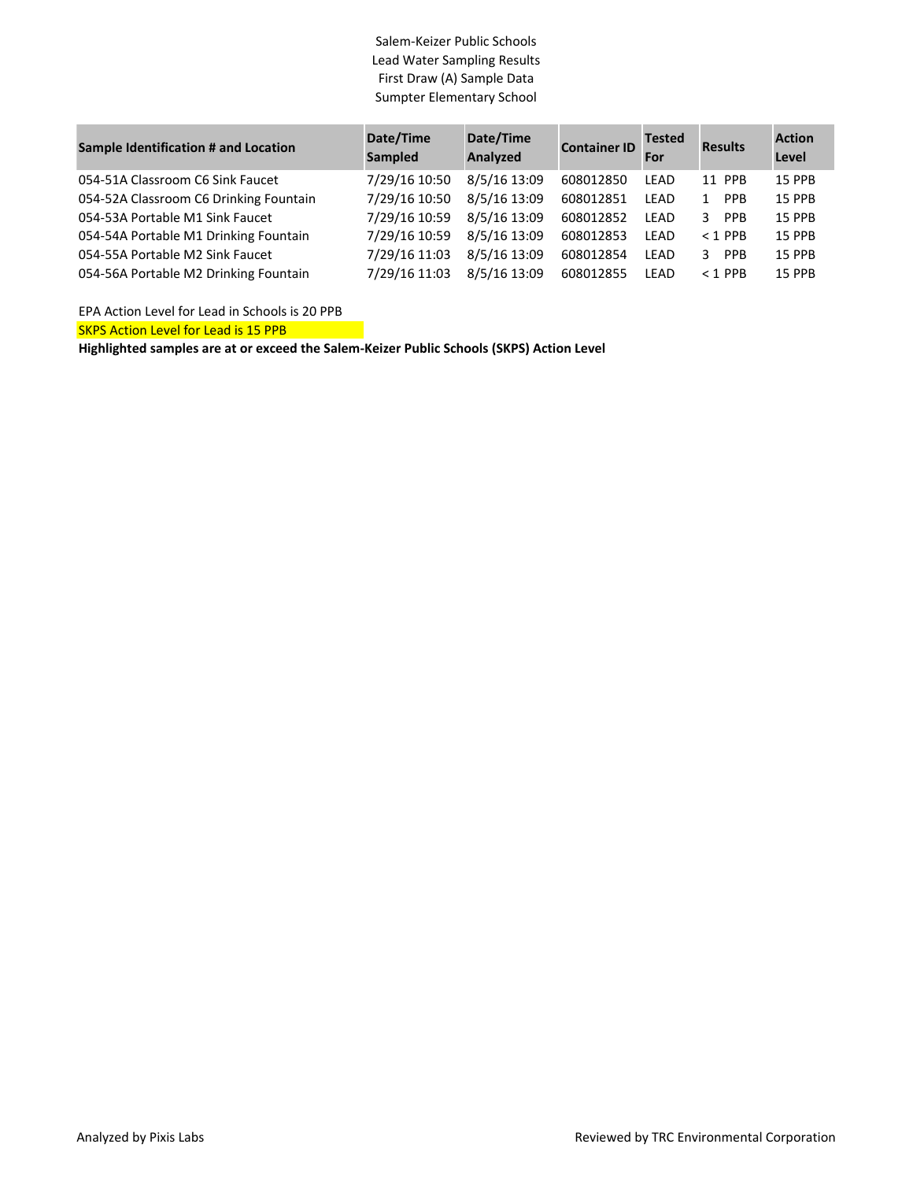Salem-Keizer Public Schools
Lead Water Sampling Results
First Draw (A) Sample Data
Sumpter Elementary School

| Sample Identification # and Location | Date/Time Sampled | Date/Time Analyzed | Container ID | Tested For | Results | Action Level |
|---|---|---|---|---|---|---|
| 054-51A Classroom C6 Sink Faucet | 7/29/16 10:50 | 8/5/16 13:09 | 608012850 | LEAD | 11 PPB | 15 PPB |
| 054-52A Classroom C6 Drinking Fountain | 7/29/16 10:50 | 8/5/16 13:09 | 608012851 | LEAD | 1 PPB | 15 PPB |
| 054-53A Portable M1 Sink Faucet | 7/29/16 10:59 | 8/5/16 13:09 | 608012852 | LEAD | 3 PPB | 15 PPB |
| 054-54A Portable M1 Drinking Fountain | 7/29/16 10:59 | 8/5/16 13:09 | 608012853 | LEAD | < 1 PPB | 15 PPB |
| 054-55A Portable M2 Sink Faucet | 7/29/16 11:03 | 8/5/16 13:09 | 608012854 | LEAD | 3 PPB | 15 PPB |
| 054-56A Portable M2 Drinking Fountain | 7/29/16 11:03 | 8/5/16 13:09 | 608012855 | LEAD | < 1 PPB | 15 PPB |

EPA Action Level for Lead in Schools is 20 PPB

SKPS Action Level for Lead is 15 PPB

**Highlighted samples are at or exceed the Salem-Keizer Public Schools (SKPS) Action Level**

Analyzed by Pixis Labs

Reviewed by TRC Environmental Corporation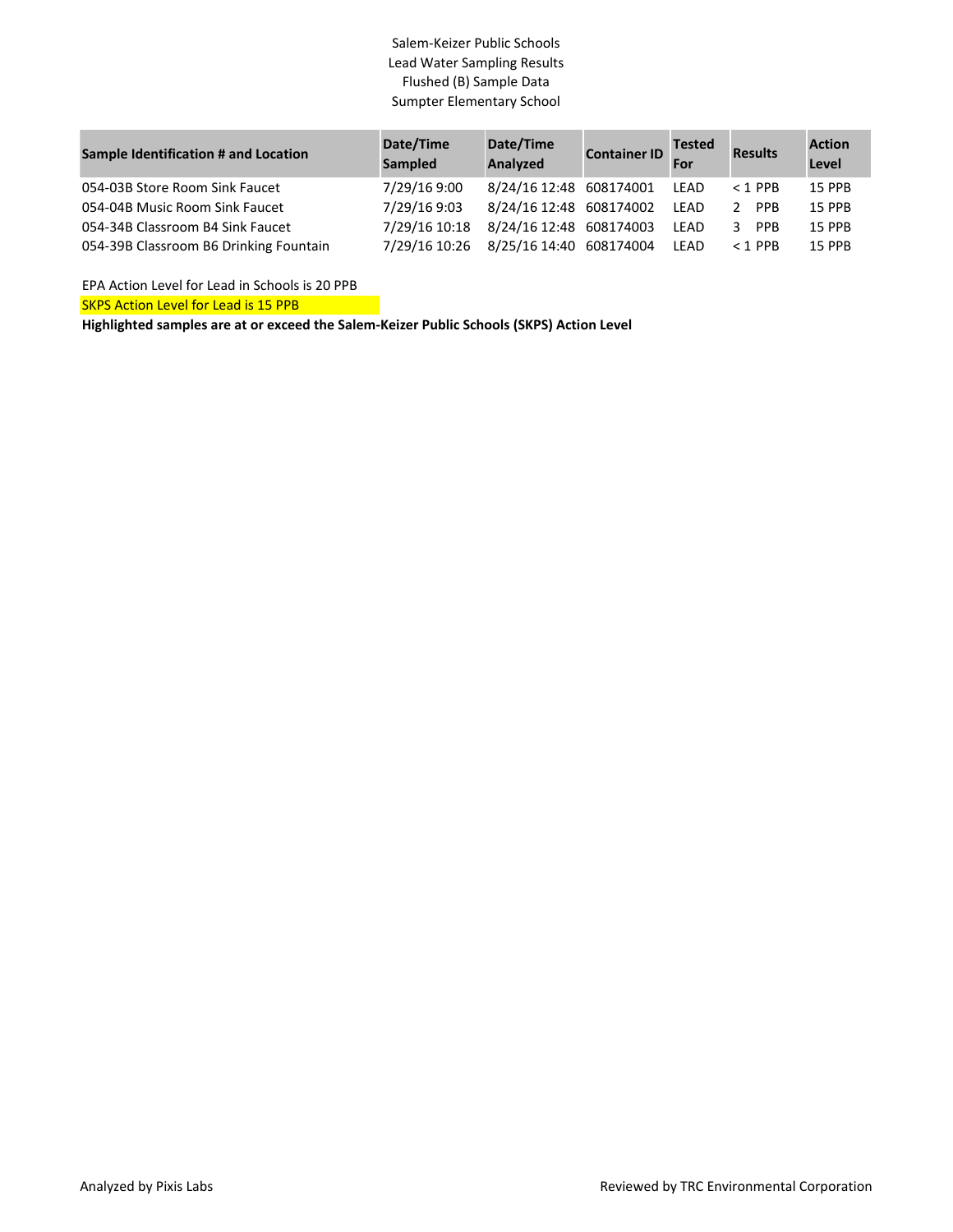Salem-Keizer Public Schools
Lead Water Sampling Results
Flushed (B) Sample Data
Sumpter Elementary School

| Sample Identification # and Location | Date/Time Sampled | Date/Time Analyzed | Container ID | Tested For | Results | Action Level |
|---|---|---|---|---|---|---|
| 054-03B Store Room Sink Faucet | 7/29/16 9:00 | 8/24/16 12:48 | 608174001 | LEAD | < 1 PPB | 15 PPB |
| 054-04B Music Room Sink Faucet | 7/29/16 9:03 | 8/24/16 12:48 | 608174002 | LEAD | 2 PPB | 15 PPB |
| 054-34B Classroom B4 Sink Faucet | 7/29/16 10:18 | 8/24/16 12:48 | 608174003 | LEAD | 3 PPB | 15 PPB |
| 054-39B Classroom B6 Drinking Fountain | 7/29/16 10:26 | 8/25/16 14:40 | 608174004 | LEAD | < 1 PPB | 15 PPB |

EPA Action Level for Lead in Schools is 20 PPB

SKPS Action Level for Lead is 15 PPB

**Highlighted samples are at or exceed the Salem-Keizer Public Schools (SKPS) Action Level**

Analyzed by Pixis Labs

Reviewed by TRC Environmental Corporation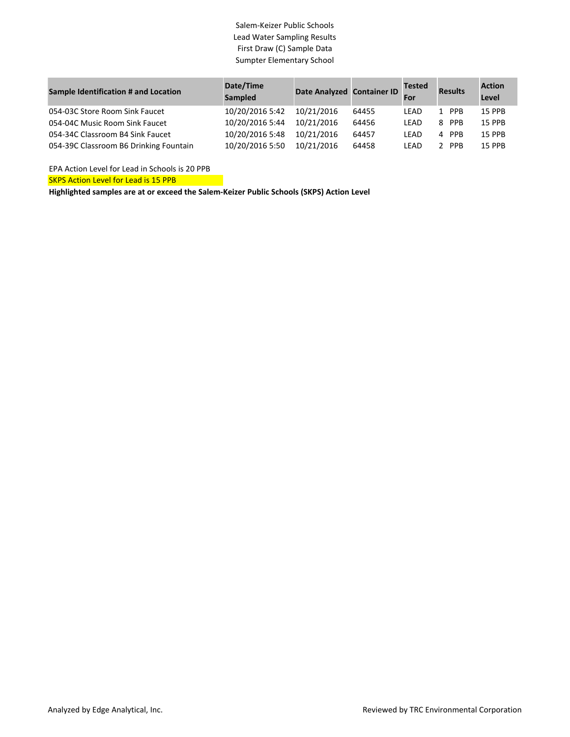Salem-Keizer Public Schools
Lead Water Sampling Results
First Draw (C) Sample Data
Sumpter Elementary School

| Sample Identification # and Location | Date/Time Sampled | Date Analyzed | Container ID | Tested For | Results | Action Level |
|---|---|---|---|---|---|---|
| 054-03C Store Room Sink Faucet | 10/20/2016 5:42 | 10/21/2016 | 64455 | LEAD | 1 PPB | 15 PPB |
| 054-04C Music Room Sink Faucet | 10/20/2016 5:44 | 10/21/2016 | 64456 | LEAD | 8 PPB | 15 PPB |
| 054-34C Classroom B4 Sink Faucet | 10/20/2016 5:48 | 10/21/2016 | 64457 | LEAD | 4 PPB | 15 PPB |
| 054-39C Classroom B6 Drinking Fountain | 10/20/2016 5:50 | 10/21/2016 | 64458 | LEAD | 2 PPB | 15 PPB |

EPA Action Level for Lead in Schools is 20 PPB

SKPS Action Level for Lead is 15 PPB

**Highlighted samples are at or exceed the Salem-Keizer Public Schools (SKPS) Action Level**

Analyzed by Edge Analytical, Inc.

Reviewed by TRC Environmental Corporation